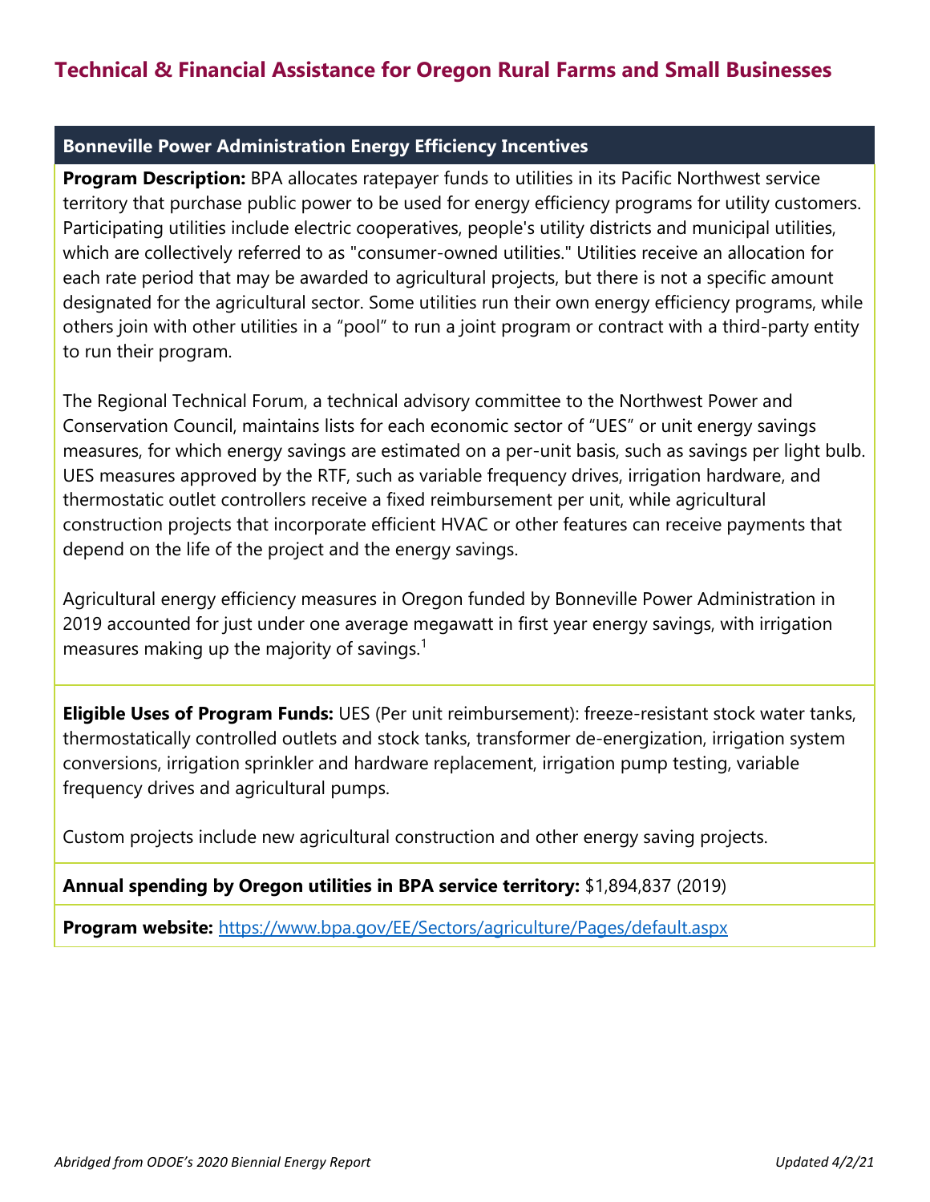# Technical & Financial Assistance for Oregon Rural Farms and Small Businesses

## Bonneville Power Administration Energy Efficiency Incentives

**Program Description:** BPA allocates ratepayer funds to utilities in its Pacific Northwest service territory that purchase public power to be used for energy efficiency programs for utility customers. Participating utilities include electric cooperatives, people's utility districts and municipal utilities, which are collectively referred to as "consumer-owned utilities." Utilities receive an allocation for each rate period that may be awarded to agricultural projects, but there is not a specific amount designated for the agricultural sector. Some utilities run their own energy efficiency programs, while others join with other utilities in a "pool" to run a joint program or contract with a third-party entity to run their program.

The Regional Technical Forum, a technical advisory committee to the Northwest Power and Conservation Council, maintains lists for each economic sector of "UES" or unit energy savings measures, for which energy savings are estimated on a per-unit basis, such as savings per light bulb. UES measures approved by the RTF, such as variable frequency drives, irrigation hardware, and thermostatic outlet controllers receive a fixed reimbursement per unit, while agricultural construction projects that incorporate efficient HVAC or other features can receive payments that depend on the life of the project and the energy savings.

Agricultural energy efficiency measures in Oregon funded by Bonneville Power Administration in 2019 accounted for just under one average megawatt in first year energy savings, with irrigation measures making up the majority of savings.[1]

**Eligible Uses of Program Funds:** UES (Per unit reimbursement): freeze-resistant stock water tanks, thermostatically controlled outlets and stock tanks, transformer de-energization, irrigation system conversions, irrigation sprinkler and hardware replacement, irrigation pump testing, variable frequency drives and agricultural pumps.

Custom projects include new agricultural construction and other energy saving projects.

**Annual spending by Oregon utilities in BPA service territory:** $1,894,837 (2019)

**Program website:** https://www.bpa.gov/EE/Sectors/agriculture/Pages/default.aspx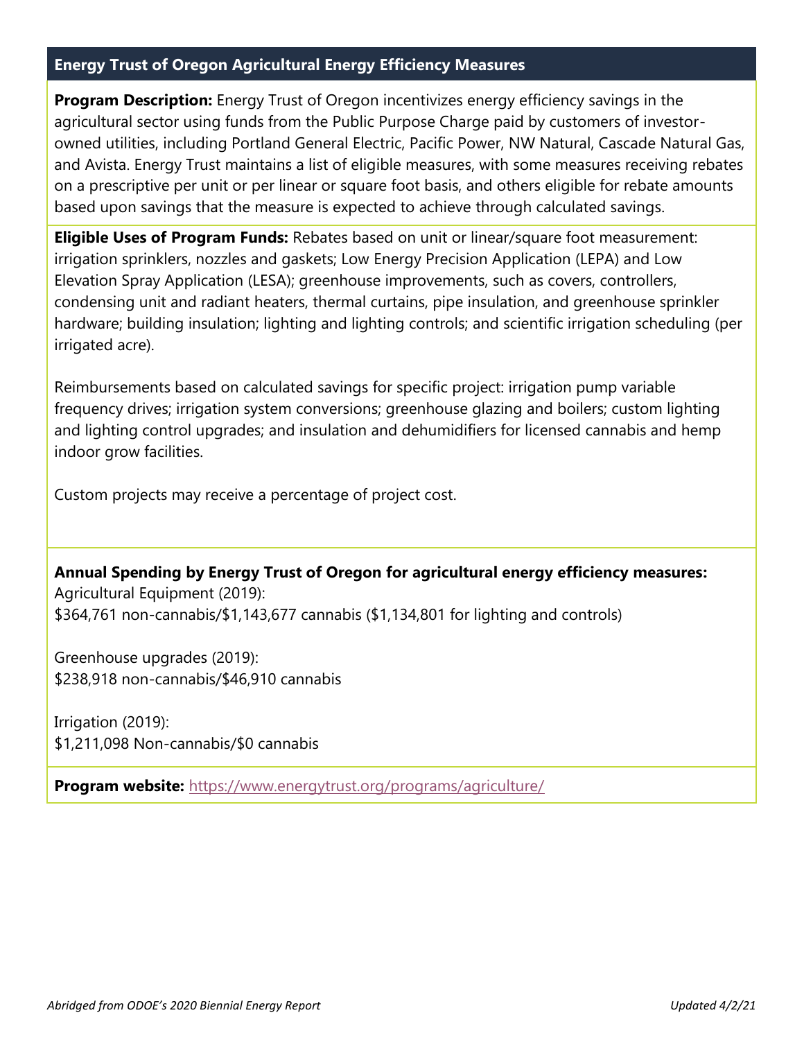## Energy Trust of Oregon Agricultural Energy Efficiency Measures

**Program Description:** Energy Trust of Oregon incentivizes energy efficiency savings in the agricultural sector using funds from the Public Purpose Charge paid by customers of investor-owned utilities, including Portland General Electric, Pacific Power, NW Natural, Cascade Natural Gas, and Avista. Energy Trust maintains a list of eligible measures, with some measures receiving rebates on a prescriptive per unit or per linear or square foot basis, and others eligible for rebate amounts based upon savings that the measure is expected to achieve through calculated savings.

**Eligible Uses of Program Funds:** Rebates based on unit or linear/square foot measurement: irrigation sprinklers, nozzles and gaskets; Low Energy Precision Application (LEPA) and Low Elevation Spray Application (LESA); greenhouse improvements, such as covers, controllers, condensing unit and radiant heaters, thermal curtains, pipe insulation, and greenhouse sprinkler hardware; building insulation; lighting and lighting controls; and scientific irrigation scheduling (per irrigated acre).

Reimbursements based on calculated savings for specific project: irrigation pump variable frequency drives; irrigation system conversions; greenhouse glazing and boilers; custom lighting and lighting control upgrades; and insulation and dehumidifiers for licensed cannabis and hemp indoor grow facilities.

Custom projects may receive a percentage of project cost.

**Annual Spending by Energy Trust of Oregon for agricultural energy efficiency measures:**
Agricultural Equipment (2019):
$364,761 non-cannabis/$1,143,677 cannabis ($1,134,801 for lighting and controls)

Greenhouse upgrades (2019):
$238,918 non-cannabis/$46,910 cannabis

Irrigation (2019):
$1,211,098 Non-cannabis/$0 cannabis

**Program website:** https://www.energytrust.org/programs/agriculture/

*Abridged from ODOE's 2020 Biennial Energy Report* *Updated 4/2/21*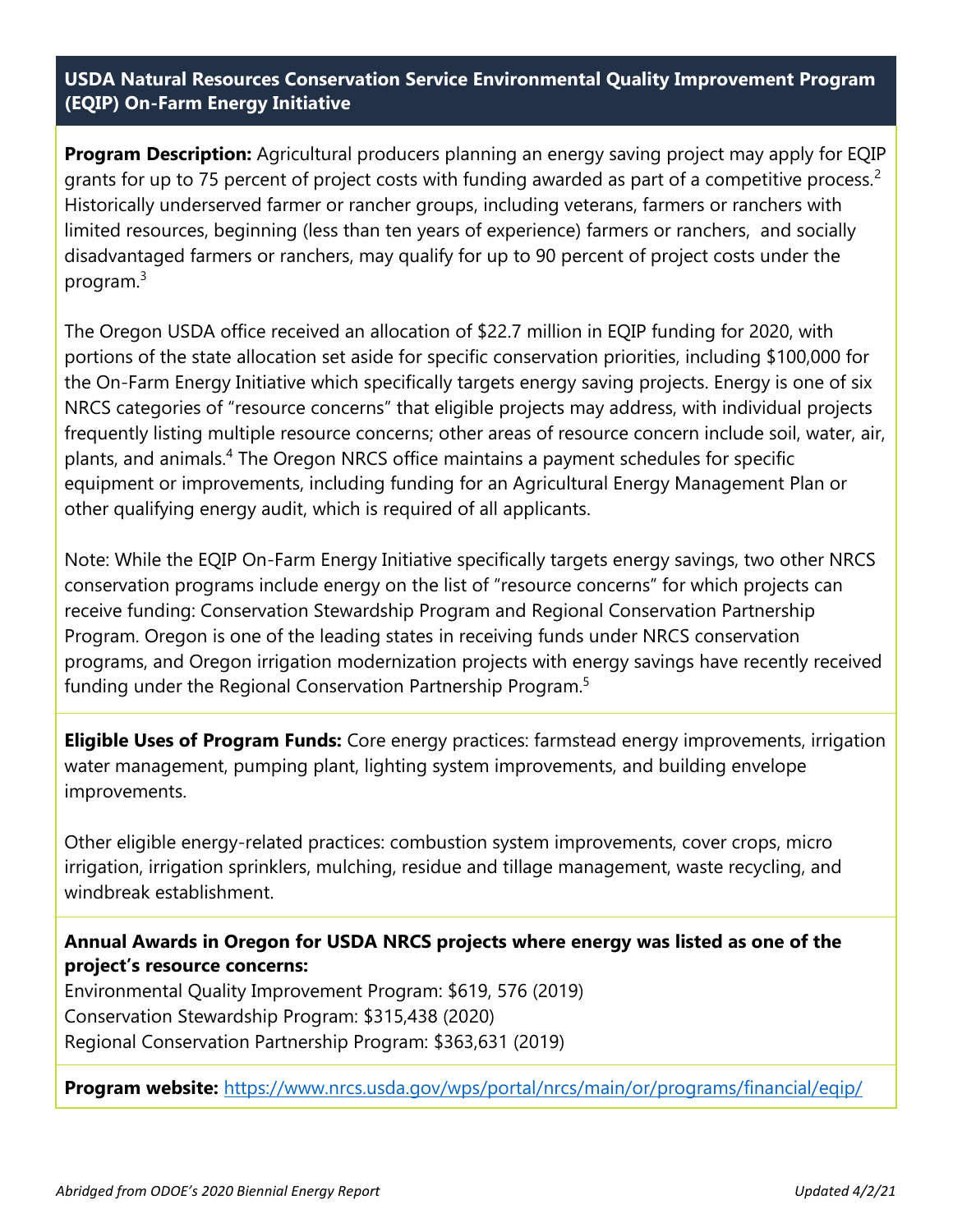## USDA Natural Resources Conservation Service Environmental Quality Improvement Program (EQIP) On-Farm Energy Initiative

**Program Description:** Agricultural producers planning an energy saving project may apply for EQIP grants for up to 75 percent of project costs with funding awarded as part of a competitive process.[2] Historically underserved farmer or rancher groups, including veterans, farmers or ranchers with limited resources, beginning (less than ten years of experience) farmers or ranchers, and socially disadvantaged farmers or ranchers, may qualify for up to 90 percent of project costs under the program.[3]

The Oregon USDA office received an allocation of $22.7 million in EQIP funding for 2020, with portions of the state allocation set aside for specific conservation priorities, including $100,000 for the On-Farm Energy Initiative which specifically targets energy saving projects. Energy is one of six NRCS categories of "resource concerns" that eligible projects may address, with individual projects frequently listing multiple resource concerns; other areas of resource concern include soil, water, air, plants, and animals.[4] The Oregon NRCS office maintains a payment schedules for specific equipment or improvements, including funding for an Agricultural Energy Management Plan or other qualifying energy audit, which is required of all applicants.

Note: While the EQIP On-Farm Energy Initiative specifically targets energy savings, two other NRCS conservation programs include energy on the list of "resource concerns" for which projects can receive funding: Conservation Stewardship Program and Regional Conservation Partnership Program. Oregon is one of the leading states in receiving funds under NRCS conservation programs, and Oregon irrigation modernization projects with energy savings have recently received funding under the Regional Conservation Partnership Program.[5]

**Eligible Uses of Program Funds:** Core energy practices: farmstead energy improvements, irrigation water management, pumping plant, lighting system improvements, and building envelope improvements.

Other eligible energy-related practices: combustion system improvements, cover crops, micro irrigation, irrigation sprinklers, mulching, residue and tillage management, waste recycling, and windbreak establishment.

**Annual Awards in Oregon for USDA NRCS projects where energy was listed as one of the project's resource concerns:**

Environmental Quality Improvement Program: $619, 576 (2019)
Conservation Stewardship Program: $315,438 (2020)
Regional Conservation Partnership Program: $363,631 (2019)

**Program website:** https://www.nrcs.usda.gov/wps/portal/nrcs/main/or/programs/financial/eqip/

*Abridged from ODOE's 2020 Biennial Energy Report* *Updated 4/2/21*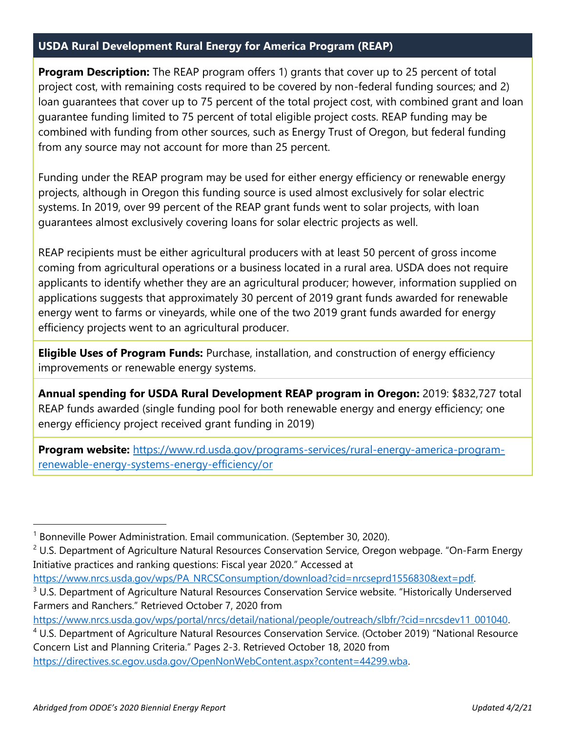## USDA Rural Development Rural Energy for America Program (REAP)

**Program Description:** The REAP program offers 1) grants that cover up to 25 percent of total project cost, with remaining costs required to be covered by non-federal funding sources; and 2) loan guarantees that cover up to 75 percent of the total project cost, with combined grant and loan guarantee funding limited to 75 percent of total eligible project costs. REAP funding may be combined with funding from other sources, such as Energy Trust of Oregon, but federal funding from any source may not account for more than 25 percent.

Funding under the REAP program may be used for either energy efficiency or renewable energy projects, although in Oregon this funding source is used almost exclusively for solar electric systems. In 2019, over 99 percent of the REAP grant funds went to solar projects, with loan guarantees almost exclusively covering loans for solar electric projects as well.

REAP recipients must be either agricultural producers with at least 50 percent of gross income coming from agricultural operations or a business located in a rural area. USDA does not require applicants to identify whether they are an agricultural producer; however, information supplied on applications suggests that approximately 30 percent of 2019 grant funds awarded for renewable energy went to farms or vineyards, while one of the two 2019 grant funds awarded for energy efficiency projects went to an agricultural producer.

**Eligible Uses of Program Funds:** Purchase, installation, and construction of energy efficiency improvements or renewable energy systems.

**Annual spending for USDA Rural Development REAP program in Oregon:** 2019: $832,727 total REAP funds awarded (single funding pool for both renewable energy and energy efficiency; one energy efficiency project received grant funding in 2019)

**Program website:** https://www.rd.usda.gov/programs-services/rural-energy-america-program-renewable-energy-systems-energy-efficiency/or

---

[1] Bonneville Power Administration. Email communication. (September 30, 2020).

[2] U.S. Department of Agriculture Natural Resources Conservation Service, Oregon webpage. "On-Farm Energy Initiative practices and ranking questions: Fiscal year 2020." Accessed at https://www.nrcs.usda.gov/wps/PA_NRCSConsumption/download?cid=nrcseprd1556830&ext=pdf.

[3] U.S. Department of Agriculture Natural Resources Conservation Service website. "Historically Underserved Farmers and Ranchers." Retrieved October 7, 2020 from https://www.nrcs.usda.gov/wps/portal/nrcs/detail/national/people/outreach/slbfr/?cid=nrcsdev11_001040.

[4] U.S. Department of Agriculture Natural Resources Conservation Service. (October 2019) "National Resource Concern List and Planning Criteria." Pages 2-3. Retrieved October 18, 2020 from https://directives.sc.egov.usda.gov/OpenNonWebContent.aspx?content=44299.wba.

*Abridged from ODOE's 2020 Biennial Energy Report* *Updated 4/2/21*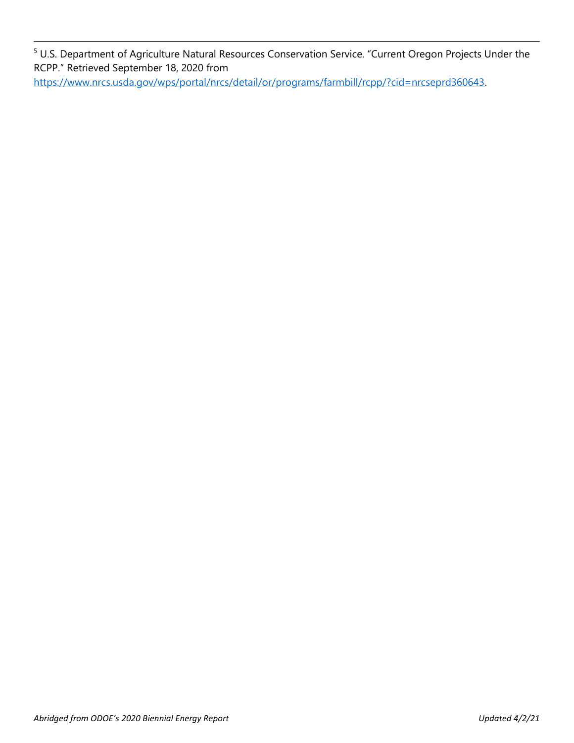[5] U.S. Department of Agriculture Natural Resources Conservation Service. "Current Oregon Projects Under the RCPP." Retrieved September 18, 2020 from https://www.nrcs.usda.gov/wps/portal/nrcs/detail/or/programs/farmbill/rcpp/?cid=nrcseprd360643.